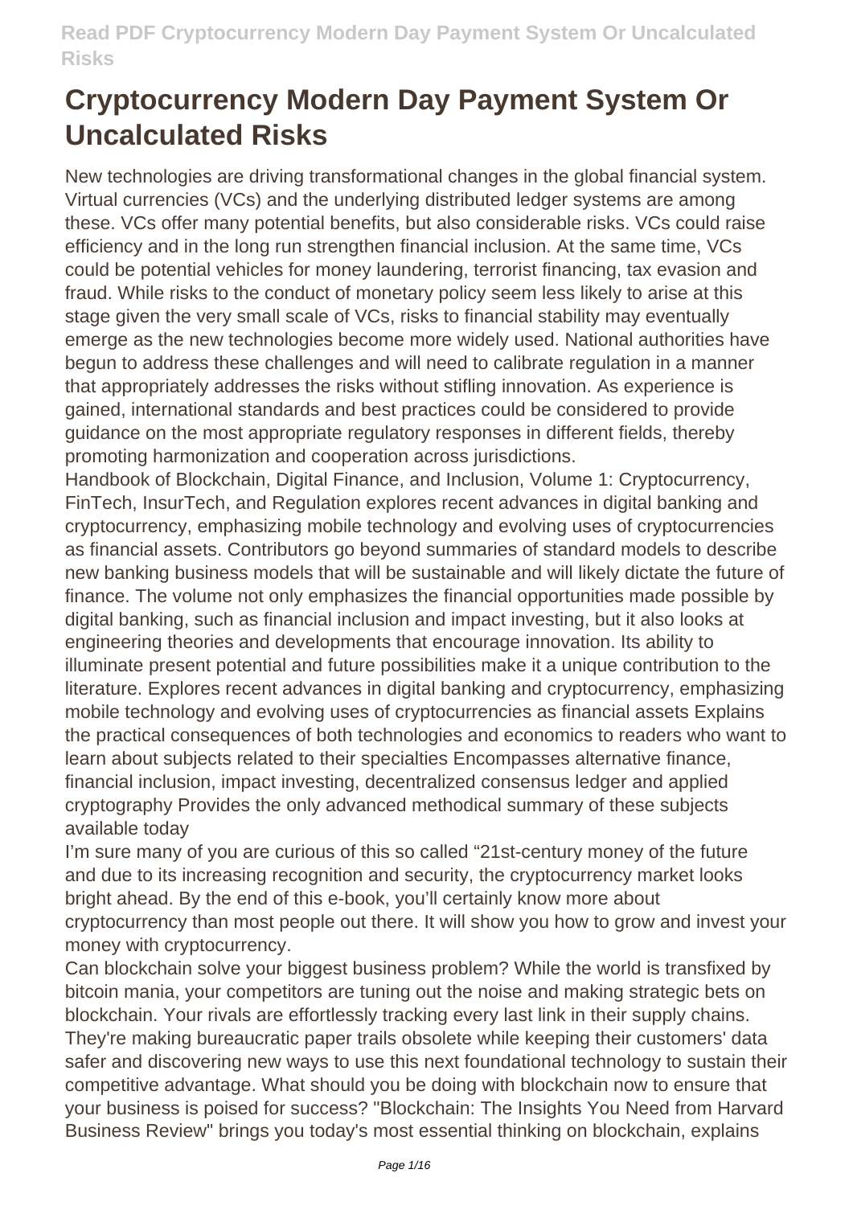# Cryptocurrency Modern Day Payment System Or Uncalculated Risks

New technologies are driving transformational changes in the global financial system. Virtual currencies (VCs) and the underlying distributed ledger systems are among these. VCs offer many potential benefits, but also considerable risks. VCs could raise efficiency and in the long run strengthen financial inclusion. At the same time, VCs could be potential vehicles for money laundering, terrorist financing, tax evasion and fraud. While risks to the conduct of monetary policy seem less likely to arise at this stage given the very small scale of VCs, risks to financial stability may eventually emerge as the new technologies become more widely used. National authorities have begun to address these challenges and will need to calibrate regulation in a manner that appropriately addresses the risks without stifling innovation. As experience is gained, international standards and best practices could be considered to provide guidance on the most appropriate regulatory responses in different fields, thereby promoting harmonization and cooperation across jurisdictions.

Handbook of Blockchain, Digital Finance, and Inclusion, Volume 1: Cryptocurrency, FinTech, InsurTech, and Regulation explores recent advances in digital banking and cryptocurrency, emphasizing mobile technology and evolving uses of cryptocurrencies as financial assets. Contributors go beyond summaries of standard models to describe new banking business models that will be sustainable and will likely dictate the future of finance. The volume not only emphasizes the financial opportunities made possible by digital banking, such as financial inclusion and impact investing, but it also looks at engineering theories and developments that encourage innovation. Its ability to illuminate present potential and future possibilities make it a unique contribution to the literature. Explores recent advances in digital banking and cryptocurrency, emphasizing mobile technology and evolving uses of cryptocurrencies as financial assets Explains the practical consequences of both technologies and economics to readers who want to learn about subjects related to their specialties Encompasses alternative finance, financial inclusion, impact investing, decentralized consensus ledger and applied cryptography Provides the only advanced methodical summary of these subjects available today

I'm sure many of you are curious of this so called "21st-century money of the future and due to its increasing recognition and security, the cryptocurrency market looks bright ahead. By the end of this e-book, you'll certainly know more about cryptocurrency than most people out there. It will show you how to grow and invest your money with cryptocurrency.

Can blockchain solve your biggest business problem? While the world is transfixed by bitcoin mania, your competitors are tuning out the noise and making strategic bets on blockchain. Your rivals are effortlessly tracking every last link in their supply chains. They're making bureaucratic paper trails obsolete while keeping their customers' data safer and discovering new ways to use this next foundational technology to sustain their competitive advantage. What should you be doing with blockchain now to ensure that your business is poised for success? "Blockchain: The Insights You Need from Harvard Business Review" brings you today's most essential thinking on blockchain, explains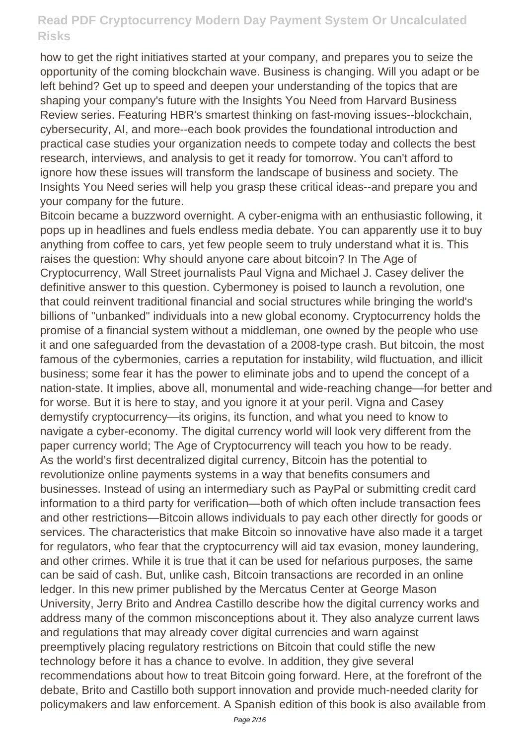how to get the right initiatives started at your company, and prepares you to seize the opportunity of the coming blockchain wave. Business is changing. Will you adapt or be left behind? Get up to speed and deepen your understanding of the topics that are shaping your company's future with the Insights You Need from Harvard Business Review series. Featuring HBR's smartest thinking on fast-moving issues--blockchain, cybersecurity, AI, and more--each book provides the foundational introduction and practical case studies your organization needs to compete today and collects the best research, interviews, and analysis to get it ready for tomorrow. You can't afford to ignore how these issues will transform the landscape of business and society. The Insights You Need series will help you grasp these critical ideas--and prepare you and your company for the future.

Bitcoin became a buzzword overnight. A cyber-enigma with an enthusiastic following, it pops up in headlines and fuels endless media debate. You can apparently use it to buy anything from coffee to cars, yet few people seem to truly understand what it is. This raises the question: Why should anyone care about bitcoin? In The Age of Cryptocurrency, Wall Street journalists Paul Vigna and Michael J. Casey deliver the definitive answer to this question. Cybermoney is poised to launch a revolution, one that could reinvent traditional financial and social structures while bringing the world's billions of "unbanked" individuals into a new global economy. Cryptocurrency holds the promise of a financial system without a middleman, one owned by the people who use it and one safeguarded from the devastation of a 2008-type crash. But bitcoin, the most famous of the cybermonies, carries a reputation for instability, wild fluctuation, and illicit business; some fear it has the power to eliminate jobs and to upend the concept of a nation-state. It implies, above all, monumental and wide-reaching change—for better and for worse. But it is here to stay, and you ignore it at your peril. Vigna and Casey demystify cryptocurrency—its origins, its function, and what you need to know to navigate a cyber-economy. The digital currency world will look very different from the paper currency world; The Age of Cryptocurrency will teach you how to be ready.

As the world's first decentralized digital currency, Bitcoin has the potential to revolutionize online payments systems in a way that benefits consumers and businesses. Instead of using an intermediary such as PayPal or submitting credit card information to a third party for verification—both of which often include transaction fees and other restrictions—Bitcoin allows individuals to pay each other directly for goods or services. The characteristics that make Bitcoin so innovative have also made it a target for regulators, who fear that the cryptocurrency will aid tax evasion, money laundering, and other crimes. While it is true that it can be used for nefarious purposes, the same can be said of cash. But, unlike cash, Bitcoin transactions are recorded in an online ledger. In this new primer published by the Mercatus Center at George Mason University, Jerry Brito and Andrea Castillo describe how the digital currency works and address many of the common misconceptions about it. They also analyze current laws and regulations that may already cover digital currencies and warn against preemptively placing regulatory restrictions on Bitcoin that could stifle the new technology before it has a chance to evolve. In addition, they give several recommendations about how to treat Bitcoin going forward. Here, at the forefront of the debate, Brito and Castillo both support innovation and provide much-needed clarity for policymakers and law enforcement. A Spanish edition of this book is also available from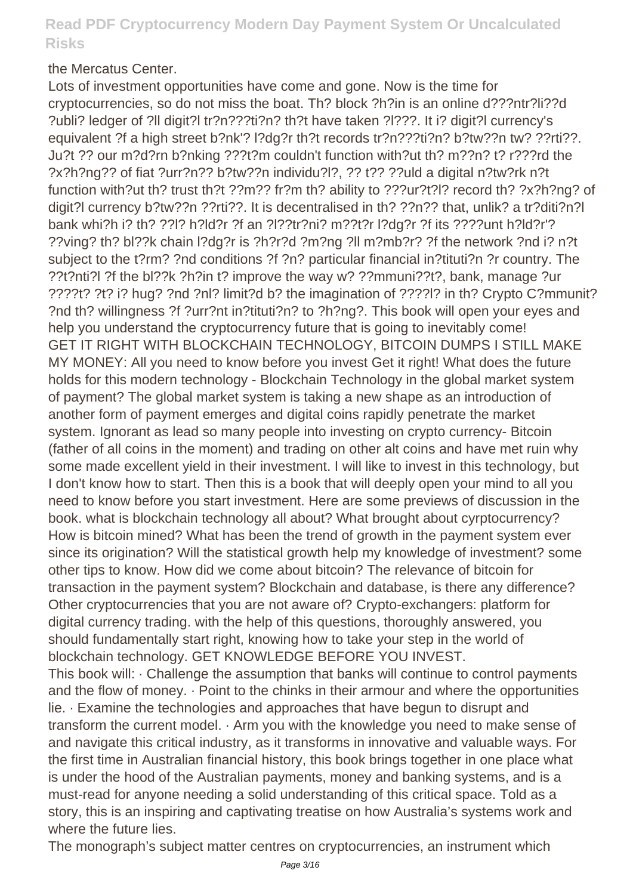the Mercatus Center.

Lots of investment opportunities have come and gone. Now is the time for cryptocurrencies, so do not miss the boat. Th? block ?h?in is an online d???ntr?li??d ?ubli? ledger of ?ll digit?l tr?n???ti?n? th?t have taken ?l???. It i? digit?l currency's equivalent ?f a high street b?nk'? l?dg?r th?t records tr?n???ti?n? b?tw??n tw? ??rti??. Ju?t ?? our m?d?rn b?nking ???t?m couldn't function with?ut th? m??n? t? r???rd the ?x?h?ng?? of fiat ?urr?n?? b?tw??n individu?l?, ?? t?? ??uld a digital n?tw?rk n?t function with?ut th? trust th?t ??m?? fr?m th? ability to ???ur?t?l? record th? ?x?h?ng? of digit?l currency b?tw??n ??rti??. It is decentralised in th? ??n?? that, unlik? a tr?diti?n?l bank whi?h i? th? ??l? h?ld?r ?f an ?l??tr?ni? m??t?r l?dg?r ?f its ????unt h?ld?r'? ??ving? th? bl??k chain l?dg?r is ?h?r?d ?m?ng ?ll m?mb?r? ?f the network ?nd i? n?t subject to the t?rm? ?nd conditions ?f ?n? particular financial in?tituti?n ?r country. The ??t?nti?l ?f the bl??k ?h?in t? improve the way w? ??mmuni??t?, bank, manage ?ur ????t? ?t? i? hug? ?nd ?nl? limit?d b? the imagination of ????l? in th? Crypto C?mmunit? ?nd th? willingness ?f ?urr?nt in?tituti?n? to ?h?ng?. This book will open your eyes and help you understand the cryptocurrency future that is going to inevitably come!

GET IT RIGHT WITH BLOCKCHAIN TECHNOLOGY, BITCOIN DUMPS I STILL MAKE MY MONEY: All you need to know before you invest Get it right! What does the future holds for this modern technology - Blockchain Technology in the global market system of payment? The global market system is taking a new shape as an introduction of another form of payment emerges and digital coins rapidly penetrate the market system. Ignorant as lead so many people into investing on crypto currency- Bitcoin (father of all coins in the moment) and trading on other alt coins and have met ruin why some made excellent yield in their investment. I will like to invest in this technology, but I don't know how to start. Then this is a book that will deeply open your mind to all you need to know before you start investment. Here are some previews of discussion in the book. what is blockchain technology all about? What brought about cyrptocurrency? How is bitcoin mined? What has been the trend of growth in the payment system ever since its origination? Will the statistical growth help my knowledge of investment? some other tips to know. How did we come about bitcoin? The relevance of bitcoin for transaction in the payment system? Blockchain and database, is there any difference? Other cryptocurrencies that you are not aware of? Crypto-exchangers: platform for digital currency trading. with the help of this questions, thoroughly answered, you should fundamentally start right, knowing how to take your step in the world of blockchain technology. GET KNOWLEDGE BEFORE YOU INVEST.

This book will: · Challenge the assumption that banks will continue to control payments and the flow of money. · Point to the chinks in their armour and where the opportunities lie. · Examine the technologies and approaches that have begun to disrupt and transform the current model. · Arm you with the knowledge you need to make sense of and navigate this critical industry, as it transforms in innovative and valuable ways. For the first time in Australian financial history, this book brings together in one place what is under the hood of the Australian payments, money and banking systems, and is a must-read for anyone needing a solid understanding of this critical space. Told as a story, this is an inspiring and captivating treatise on how Australia's systems work and where the future lies.

The monograph's subject matter centres on cryptocurrencies, an instrument which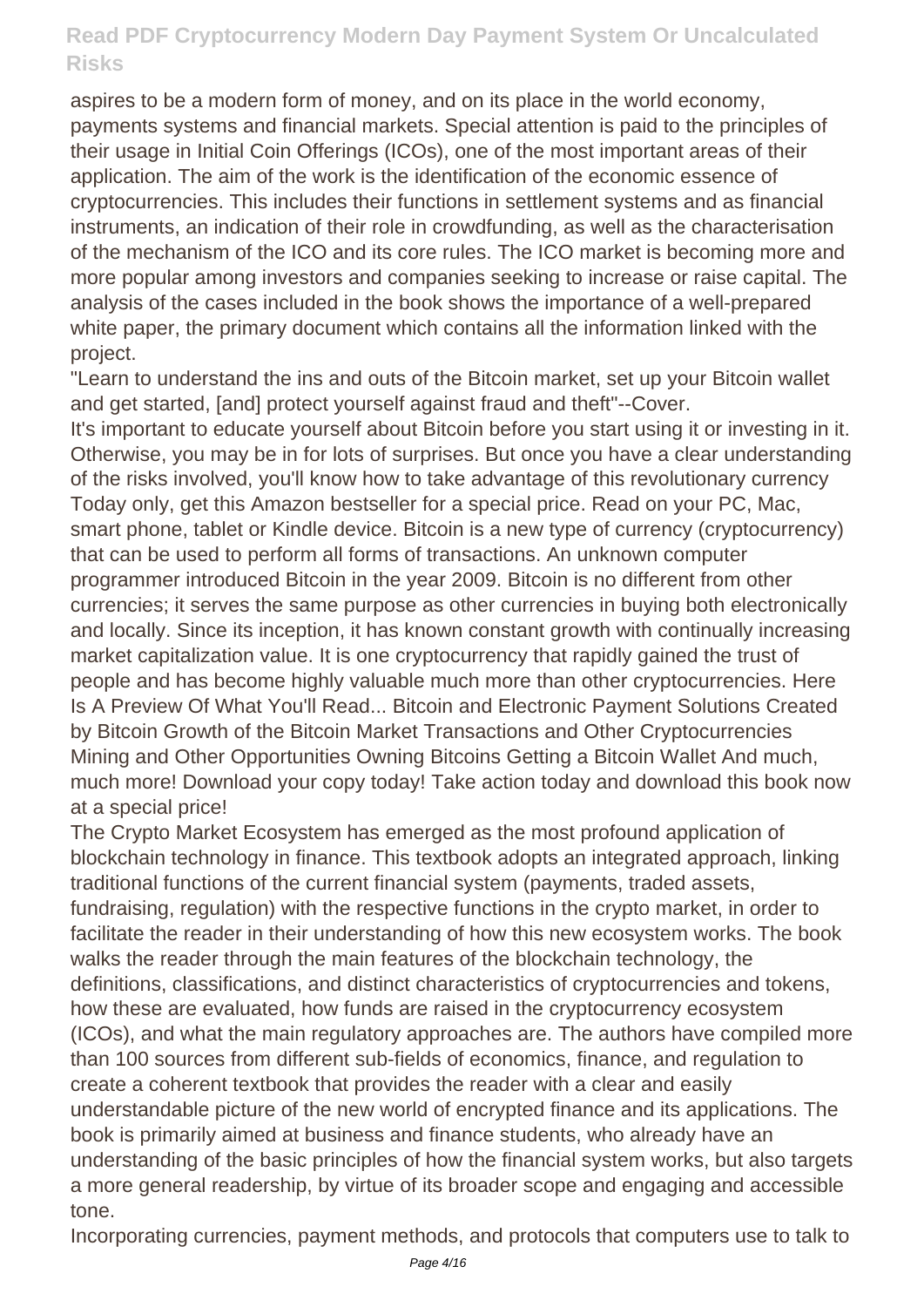aspires to be a modern form of money, and on its place in the world economy, payments systems and financial markets. Special attention is paid to the principles of their usage in Initial Coin Offerings (ICOs), one of the most important areas of their application. The aim of the work is the identification of the economic essence of cryptocurrencies. This includes their functions in settlement systems and as financial instruments, an indication of their role in crowdfunding, as well as the characterisation of the mechanism of the ICO and its core rules. The ICO market is becoming more and more popular among investors and companies seeking to increase or raise capital. The analysis of the cases included in the book shows the importance of a well-prepared white paper, the primary document which contains all the information linked with the project.

"Learn to understand the ins and outs of the Bitcoin market, set up your Bitcoin wallet and get started, [and] protect yourself against fraud and theft"--Cover.

It's important to educate yourself about Bitcoin before you start using it or investing in it. Otherwise, you may be in for lots of surprises. But once you have a clear understanding of the risks involved, you'll know how to take advantage of this revolutionary currency Today only, get this Amazon bestseller for a special price. Read on your PC, Mac, smart phone, tablet or Kindle device. Bitcoin is a new type of currency (cryptocurrency) that can be used to perform all forms of transactions. An unknown computer programmer introduced Bitcoin in the year 2009. Bitcoin is no different from other currencies; it serves the same purpose as other currencies in buying both electronically and locally. Since its inception, it has known constant growth with continually increasing market capitalization value. It is one cryptocurrency that rapidly gained the trust of people and has become highly valuable much more than other cryptocurrencies. Here Is A Preview Of What You'll Read... Bitcoin and Electronic Payment Solutions Created by Bitcoin Growth of the Bitcoin Market Transactions and Other Cryptocurrencies Mining and Other Opportunities Owning Bitcoins Getting a Bitcoin Wallet And much, much more! Download your copy today! Take action today and download this book now at a special price!

The Crypto Market Ecosystem has emerged as the most profound application of blockchain technology in finance. This textbook adopts an integrated approach, linking traditional functions of the current financial system (payments, traded assets, fundraising, regulation) with the respective functions in the crypto market, in order to facilitate the reader in their understanding of how this new ecosystem works. The book walks the reader through the main features of the blockchain technology, the definitions, classifications, and distinct characteristics of cryptocurrencies and tokens, how these are evaluated, how funds are raised in the cryptocurrency ecosystem (ICOs), and what the main regulatory approaches are. The authors have compiled more than 100 sources from different sub-fields of economics, finance, and regulation to create a coherent textbook that provides the reader with a clear and easily understandable picture of the new world of encrypted finance and its applications. The book is primarily aimed at business and finance students, who already have an understanding of the basic principles of how the financial system works, but also targets a more general readership, by virtue of its broader scope and engaging and accessible tone.

Incorporating currencies, payment methods, and protocols that computers use to talk to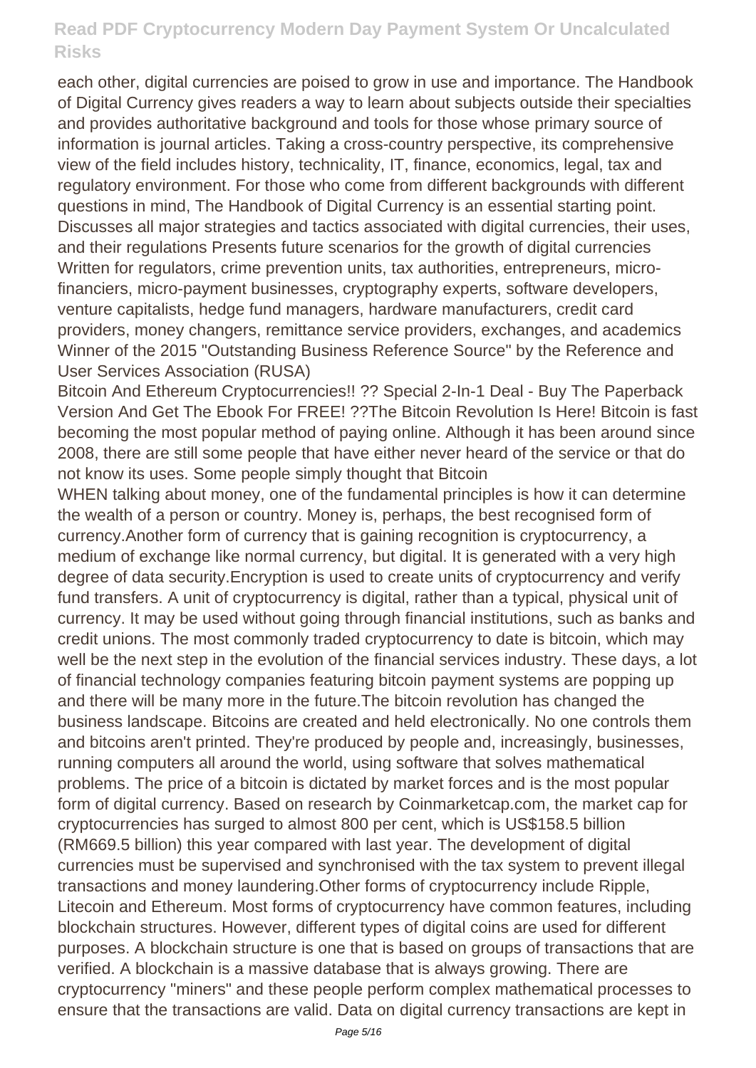each other, digital currencies are poised to grow in use and importance. The Handbook of Digital Currency gives readers a way to learn about subjects outside their specialties and provides authoritative background and tools for those whose primary source of information is journal articles. Taking a cross-country perspective, its comprehensive view of the field includes history, technicality, IT, finance, economics, legal, tax and regulatory environment. For those who come from different backgrounds with different questions in mind, The Handbook of Digital Currency is an essential starting point. Discusses all major strategies and tactics associated with digital currencies, their uses, and their regulations Presents future scenarios for the growth of digital currencies Written for regulators, crime prevention units, tax authorities, entrepreneurs, micro-financiers, micro-payment businesses, cryptography experts, software developers, venture capitalists, hedge fund managers, hardware manufacturers, credit card providers, money changers, remittance service providers, exchanges, and academics Winner of the 2015 "Outstanding Business Reference Source" by the Reference and User Services Association (RUSA)

Bitcoin And Ethereum Cryptocurrencies!! ?? Special 2-In-1 Deal - Buy The Paperback Version And Get The Ebook For FREE! ??The Bitcoin Revolution Is Here! Bitcoin is fast becoming the most popular method of paying online. Although it has been around since 2008, there are still some people that have either never heard of the service or that do not know its uses. Some people simply thought that Bitcoin

WHEN talking about money, one of the fundamental principles is how it can determine the wealth of a person or country. Money is, perhaps, the best recognised form of currency.Another form of currency that is gaining recognition is cryptocurrency, a medium of exchange like normal currency, but digital. It is generated with a very high degree of data security.Encryption is used to create units of cryptocurrency and verify fund transfers. A unit of cryptocurrency is digital, rather than a typical, physical unit of currency. It may be used without going through financial institutions, such as banks and credit unions. The most commonly traded cryptocurrency to date is bitcoin, which may well be the next step in the evolution of the financial services industry. These days, a lot of financial technology companies featuring bitcoin payment systems are popping up and there will be many more in the future.The bitcoin revolution has changed the business landscape. Bitcoins are created and held electronically. No one controls them and bitcoins aren't printed. They're produced by people and, increasingly, businesses, running computers all around the world, using software that solves mathematical problems. The price of a bitcoin is dictated by market forces and is the most popular form of digital currency. Based on research by Coinmarketcap.com, the market cap for cryptocurrencies has surged to almost 800 per cent, which is US$158.5 billion (RM669.5 billion) this year compared with last year. The development of digital currencies must be supervised and synchronised with the tax system to prevent illegal transactions and money laundering.Other forms of cryptocurrency include Ripple, Litecoin and Ethereum. Most forms of cryptocurrency have common features, including blockchain structures. However, different types of digital coins are used for different purposes. A blockchain structure is one that is based on groups of transactions that are verified. A blockchain is a massive database that is always growing. There are cryptocurrency "miners" and these people perform complex mathematical processes to ensure that the transactions are valid. Data on digital currency transactions are kept in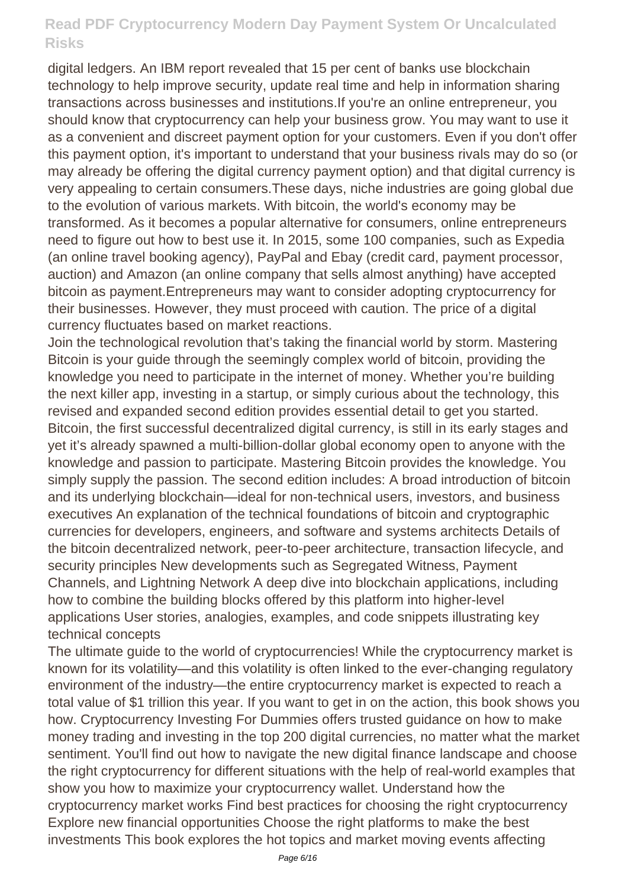digital ledgers. An IBM report revealed that 15 per cent of banks use blockchain technology to help improve security, update real time and help in information sharing transactions across businesses and institutions.If you're an online entrepreneur, you should know that cryptocurrency can help your business grow. You may want to use it as a convenient and discreet payment option for your customers. Even if you don't offer this payment option, it's important to understand that your business rivals may do so (or may already be offering the digital currency payment option) and that digital currency is very appealing to certain consumers.These days, niche industries are going global due to the evolution of various markets. With bitcoin, the world's economy may be transformed. As it becomes a popular alternative for consumers, online entrepreneurs need to figure out how to best use it. In 2015, some 100 companies, such as Expedia (an online travel booking agency), PayPal and Ebay (credit card, payment processor, auction) and Amazon (an online company that sells almost anything) have accepted bitcoin as payment.Entrepreneurs may want to consider adopting cryptocurrency for their businesses. However, they must proceed with caution. The price of a digital currency fluctuates based on market reactions.

Join the technological revolution that's taking the financial world by storm. Mastering Bitcoin is your guide through the seemingly complex world of bitcoin, providing the knowledge you need to participate in the internet of money. Whether you're building the next killer app, investing in a startup, or simply curious about the technology, this revised and expanded second edition provides essential detail to get you started. Bitcoin, the first successful decentralized digital currency, is still in its early stages and yet it's already spawned a multi-billion-dollar global economy open to anyone with the knowledge and passion to participate. Mastering Bitcoin provides the knowledge. You simply supply the passion. The second edition includes: A broad introduction of bitcoin and its underlying blockchain—ideal for non-technical users, investors, and business executives An explanation of the technical foundations of bitcoin and cryptographic currencies for developers, engineers, and software and systems architects Details of the bitcoin decentralized network, peer-to-peer architecture, transaction lifecycle, and security principles New developments such as Segregated Witness, Payment Channels, and Lightning Network A deep dive into blockchain applications, including how to combine the building blocks offered by this platform into higher-level applications User stories, analogies, examples, and code snippets illustrating key technical concepts

The ultimate guide to the world of cryptocurrencies! While the cryptocurrency market is known for its volatility—and this volatility is often linked to the ever-changing regulatory environment of the industry—the entire cryptocurrency market is expected to reach a total value of $1 trillion this year. If you want to get in on the action, this book shows you how. Cryptocurrency Investing For Dummies offers trusted guidance on how to make money trading and investing in the top 200 digital currencies, no matter what the market sentiment. You'll find out how to navigate the new digital finance landscape and choose the right cryptocurrency for different situations with the help of real-world examples that show you how to maximize your cryptocurrency wallet. Understand how the cryptocurrency market works Find best practices for choosing the right cryptocurrency Explore new financial opportunities Choose the right platforms to make the best investments This book explores the hot topics and market moving events affecting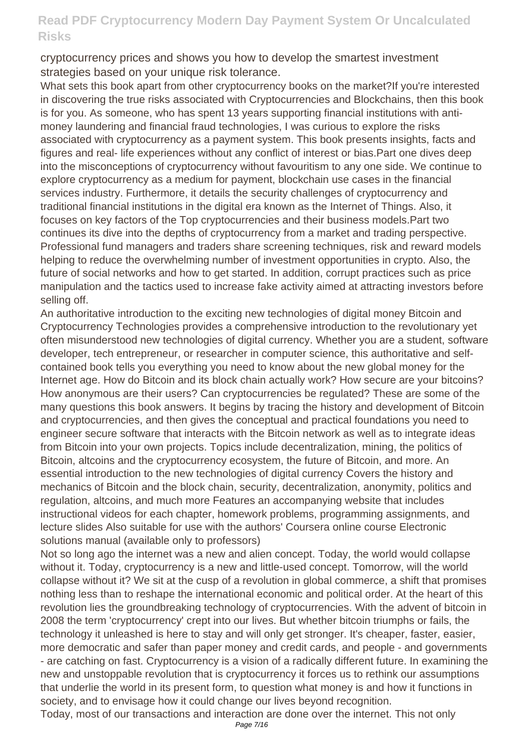cryptocurrency prices and shows you how to develop the smartest investment strategies based on your unique risk tolerance.

What sets this book apart from other cryptocurrency books on the market?If you're interested in discovering the true risks associated with Cryptocurrencies and Blockchains, then this book is for you. As someone, who has spent 13 years supporting financial institutions with anti-money laundering and financial fraud technologies, I was curious to explore the risks associated with cryptocurrency as a payment system. This book presents insights, facts and figures and real- life experiences without any conflict of interest or bias.Part one dives deep into the misconceptions of cryptocurrency without favouritism to any one side. We continue to explore cryptocurrency as a medium for payment, blockchain use cases in the financial services industry. Furthermore, it details the security challenges of cryptocurrency and traditional financial institutions in the digital era known as the Internet of Things. Also, it focuses on key factors of the Top cryptocurrencies and their business models.Part two continues its dive into the depths of cryptocurrency from a market and trading perspective. Professional fund managers and traders share screening techniques, risk and reward models helping to reduce the overwhelming number of investment opportunities in crypto. Also, the future of social networks and how to get started. In addition, corrupt practices such as price manipulation and the tactics used to increase fake activity aimed at attracting investors before selling off.

An authoritative introduction to the exciting new technologies of digital money Bitcoin and Cryptocurrency Technologies provides a comprehensive introduction to the revolutionary yet often misunderstood new technologies of digital currency. Whether you are a student, software developer, tech entrepreneur, or researcher in computer science, this authoritative and self-contained book tells you everything you need to know about the new global money for the Internet age. How do Bitcoin and its block chain actually work? How secure are your bitcoins? How anonymous are their users? Can cryptocurrencies be regulated? These are some of the many questions this book answers. It begins by tracing the history and development of Bitcoin and cryptocurrencies, and then gives the conceptual and practical foundations you need to engineer secure software that interacts with the Bitcoin network as well as to integrate ideas from Bitcoin into your own projects. Topics include decentralization, mining, the politics of Bitcoin, altcoins and the cryptocurrency ecosystem, the future of Bitcoin, and more. An essential introduction to the new technologies of digital currency Covers the history and mechanics of Bitcoin and the block chain, security, decentralization, anonymity, politics and regulation, altcoins, and much more Features an accompanying website that includes instructional videos for each chapter, homework problems, programming assignments, and lecture slides Also suitable for use with the authors' Coursera online course Electronic solutions manual (available only to professors)

Not so long ago the internet was a new and alien concept. Today, the world would collapse without it. Today, cryptocurrency is a new and little-used concept. Tomorrow, will the world collapse without it? We sit at the cusp of a revolution in global commerce, a shift that promises nothing less than to reshape the international economic and political order. At the heart of this revolution lies the groundbreaking technology of cryptocurrencies. With the advent of bitcoin in 2008 the term 'cryptocurrency' crept into our lives. But whether bitcoin triumphs or fails, the technology it unleashed is here to stay and will only get stronger. It's cheaper, faster, easier, more democratic and safer than paper money and credit cards, and people - and governments - are catching on fast. Cryptocurrency is a vision of a radically different future. In examining the new and unstoppable revolution that is cryptocurrency it forces us to rethink our assumptions that underlie the world in its present form, to question what money is and how it functions in society, and to envisage how it could change our lives beyond recognition.

Today, most of our transactions and interaction are done over the internet. This not only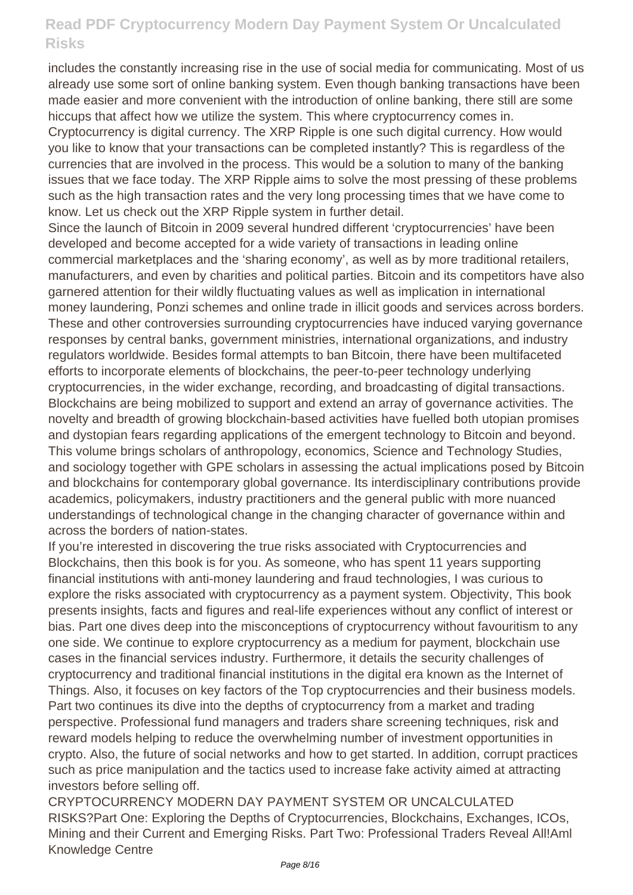includes the constantly increasing rise in the use of social media for communicating. Most of us already use some sort of online banking system. Even though banking transactions have been made easier and more convenient with the introduction of online banking, there still are some hiccups that affect how we utilize the system. This where cryptocurrency comes in. Cryptocurrency is digital currency. The XRP Ripple is one such digital currency. How would you like to know that your transactions can be completed instantly? This is regardless of the currencies that are involved in the process. This would be a solution to many of the banking issues that we face today. The XRP Ripple aims to solve the most pressing of these problems such as the high transaction rates and the very long processing times that we have come to know. Let us check out the XRP Ripple system in further detail.

Since the launch of Bitcoin in 2009 several hundred different 'cryptocurrencies' have been developed and become accepted for a wide variety of transactions in leading online commercial marketplaces and the 'sharing economy', as well as by more traditional retailers, manufacturers, and even by charities and political parties. Bitcoin and its competitors have also garnered attention for their wildly fluctuating values as well as implication in international money laundering, Ponzi schemes and online trade in illicit goods and services across borders. These and other controversies surrounding cryptocurrencies have induced varying governance responses by central banks, government ministries, international organizations, and industry regulators worldwide. Besides formal attempts to ban Bitcoin, there have been multifaceted efforts to incorporate elements of blockchains, the peer-to-peer technology underlying cryptocurrencies, in the wider exchange, recording, and broadcasting of digital transactions. Blockchains are being mobilized to support and extend an array of governance activities. The novelty and breadth of growing blockchain-based activities have fuelled both utopian promises and dystopian fears regarding applications of the emergent technology to Bitcoin and beyond. This volume brings scholars of anthropology, economics, Science and Technology Studies, and sociology together with GPE scholars in assessing the actual implications posed by Bitcoin and blockchains for contemporary global governance. Its interdisciplinary contributions provide academics, policymakers, industry practitioners and the general public with more nuanced understandings of technological change in the changing character of governance within and across the borders of nation-states.

If you're interested in discovering the true risks associated with Cryptocurrencies and Blockchains, then this book is for you. As someone, who has spent 11 years supporting financial institutions with anti-money laundering and fraud technologies, I was curious to explore the risks associated with cryptocurrency as a payment system. Objectivity, This book presents insights, facts and figures and real-life experiences without any conflict of interest or bias. Part one dives deep into the misconceptions of cryptocurrency without favouritism to any one side. We continue to explore cryptocurrency as a medium for payment, blockchain use cases in the financial services industry. Furthermore, it details the security challenges of cryptocurrency and traditional financial institutions in the digital era known as the Internet of Things. Also, it focuses on key factors of the Top cryptocurrencies and their business models. Part two continues its dive into the depths of cryptocurrency from a market and trading perspective. Professional fund managers and traders share screening techniques, risk and reward models helping to reduce the overwhelming number of investment opportunities in crypto. Also, the future of social networks and how to get started. In addition, corrupt practices such as price manipulation and the tactics used to increase fake activity aimed at attracting investors before selling off.

CRYPTOCURRENCY MODERN DAY PAYMENT SYSTEM OR UNCALCULATED RISKS?Part One: Exploring the Depths of Cryptocurrencies, Blockchains, Exchanges, ICOs, Mining and their Current and Emerging Risks. Part Two: Professional Traders Reveal All!Aml Knowledge Centre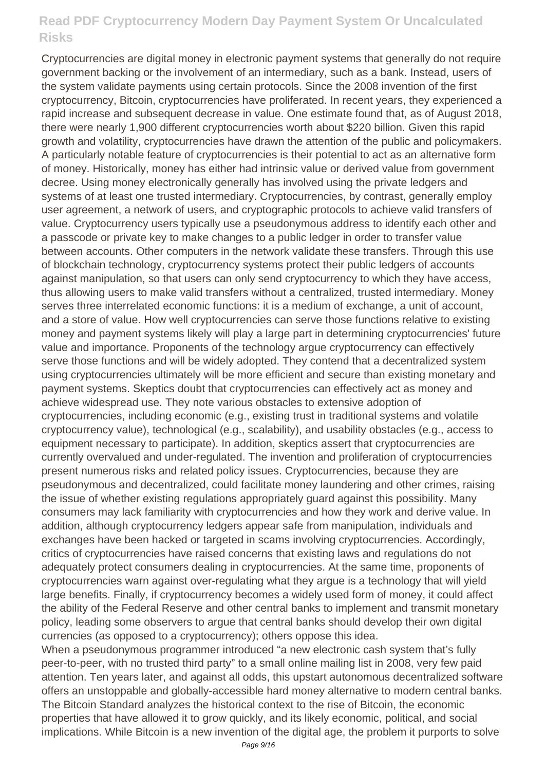Cryptocurrencies are digital money in electronic payment systems that generally do not require government backing or the involvement of an intermediary, such as a bank. Instead, users of the system validate payments using certain protocols. Since the 2008 invention of the first cryptocurrency, Bitcoin, cryptocurrencies have proliferated. In recent years, they experienced a rapid increase and subsequent decrease in value. One estimate found that, as of August 2018, there were nearly 1,900 different cryptocurrencies worth about $220 billion. Given this rapid growth and volatility, cryptocurrencies have drawn the attention of the public and policymakers. A particularly notable feature of cryptocurrencies is their potential to act as an alternative form of money. Historically, money has either had intrinsic value or derived value from government decree. Using money electronically generally has involved using the private ledgers and systems of at least one trusted intermediary. Cryptocurrencies, by contrast, generally employ user agreement, a network of users, and cryptographic protocols to achieve valid transfers of value. Cryptocurrency users typically use a pseudonymous address to identify each other and a passcode or private key to make changes to a public ledger in order to transfer value between accounts. Other computers in the network validate these transfers. Through this use of blockchain technology, cryptocurrency systems protect their public ledgers of accounts against manipulation, so that users can only send cryptocurrency to which they have access, thus allowing users to make valid transfers without a centralized, trusted intermediary. Money serves three interrelated economic functions: it is a medium of exchange, a unit of account, and a store of value. How well cryptocurrencies can serve those functions relative to existing money and payment systems likely will play a large part in determining cryptocurrencies' future value and importance. Proponents of the technology argue cryptocurrency can effectively serve those functions and will be widely adopted. They contend that a decentralized system using cryptocurrencies ultimately will be more efficient and secure than existing monetary and payment systems. Skeptics doubt that cryptocurrencies can effectively act as money and achieve widespread use. They note various obstacles to extensive adoption of cryptocurrencies, including economic (e.g., existing trust in traditional systems and volatile cryptocurrency value), technological (e.g., scalability), and usability obstacles (e.g., access to equipment necessary to participate). In addition, skeptics assert that cryptocurrencies are currently overvalued and under-regulated. The invention and proliferation of cryptocurrencies present numerous risks and related policy issues. Cryptocurrencies, because they are pseudonymous and decentralized, could facilitate money laundering and other crimes, raising the issue of whether existing regulations appropriately guard against this possibility. Many consumers may lack familiarity with cryptocurrencies and how they work and derive value. In addition, although cryptocurrency ledgers appear safe from manipulation, individuals and exchanges have been hacked or targeted in scams involving cryptocurrencies. Accordingly, critics of cryptocurrencies have raised concerns that existing laws and regulations do not adequately protect consumers dealing in cryptocurrencies. At the same time, proponents of cryptocurrencies warn against over-regulating what they argue is a technology that will yield large benefits. Finally, if cryptocurrency becomes a widely used form of money, it could affect the ability of the Federal Reserve and other central banks to implement and transmit monetary policy, leading some observers to argue that central banks should develop their own digital currencies (as opposed to a cryptocurrency); others oppose this idea.

When a pseudonymous programmer introduced "a new electronic cash system that's fully peer-to-peer, with no trusted third party" to a small online mailing list in 2008, very few paid attention. Ten years later, and against all odds, this upstart autonomous decentralized software offers an unstoppable and globally-accessible hard money alternative to modern central banks. The Bitcoin Standard analyzes the historical context to the rise of Bitcoin, the economic properties that have allowed it to grow quickly, and its likely economic, political, and social implications. While Bitcoin is a new invention of the digital age, the problem it purports to solve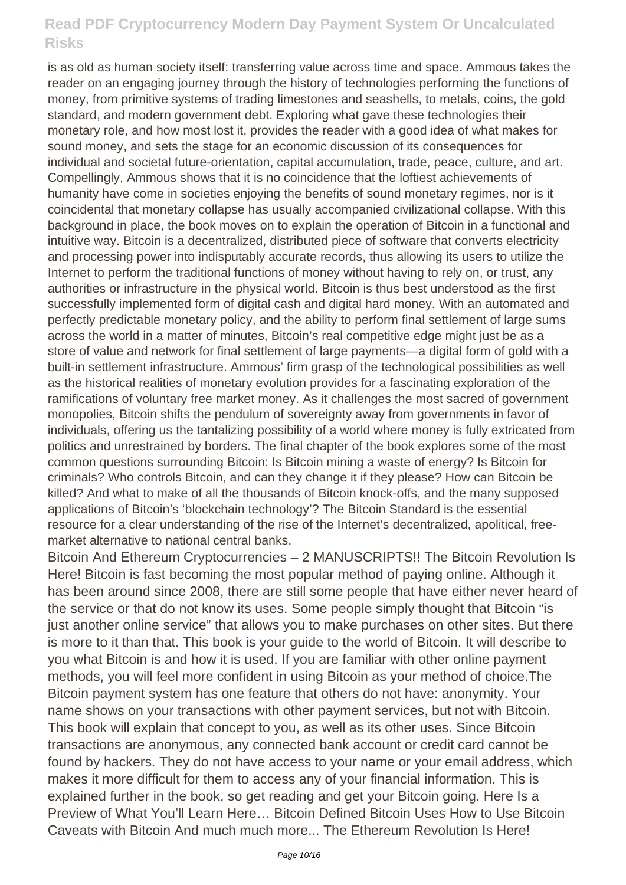is as old as human society itself: transferring value across time and space. Ammous takes the reader on an engaging journey through the history of technologies performing the functions of money, from primitive systems of trading limestones and seashells, to metals, coins, the gold standard, and modern government debt. Exploring what gave these technologies their monetary role, and how most lost it, provides the reader with a good idea of what makes for sound money, and sets the stage for an economic discussion of its consequences for individual and societal future-orientation, capital accumulation, trade, peace, culture, and art. Compellingly, Ammous shows that it is no coincidence that the loftiest achievements of humanity have come in societies enjoying the benefits of sound monetary regimes, nor is it coincidental that monetary collapse has usually accompanied civilizational collapse. With this background in place, the book moves on to explain the operation of Bitcoin in a functional and intuitive way. Bitcoin is a decentralized, distributed piece of software that converts electricity and processing power into indisputably accurate records, thus allowing its users to utilize the Internet to perform the traditional functions of money without having to rely on, or trust, any authorities or infrastructure in the physical world. Bitcoin is thus best understood as the first successfully implemented form of digital cash and digital hard money. With an automated and perfectly predictable monetary policy, and the ability to perform final settlement of large sums across the world in a matter of minutes, Bitcoin's real competitive edge might just be as a store of value and network for final settlement of large payments—a digital form of gold with a built-in settlement infrastructure. Ammous' firm grasp of the technological possibilities as well as the historical realities of monetary evolution provides for a fascinating exploration of the ramifications of voluntary free market money. As it challenges the most sacred of government monopolies, Bitcoin shifts the pendulum of sovereignty away from governments in favor of individuals, offering us the tantalizing possibility of a world where money is fully extricated from politics and unrestrained by borders. The final chapter of the book explores some of the most common questions surrounding Bitcoin: Is Bitcoin mining a waste of energy? Is Bitcoin for criminals? Who controls Bitcoin, and can they change it if they please? How can Bitcoin be killed? And what to make of all the thousands of Bitcoin knock-offs, and the many supposed applications of Bitcoin's 'blockchain technology'? The Bitcoin Standard is the essential resource for a clear understanding of the rise of the Internet's decentralized, apolitical, free-market alternative to national central banks.

Bitcoin And Ethereum Cryptocurrencies – 2 MANUSCRIPTS!! The Bitcoin Revolution Is Here! Bitcoin is fast becoming the most popular method of paying online. Although it has been around since 2008, there are still some people that have either never heard of the service or that do not know its uses. Some people simply thought that Bitcoin "is just another online service" that allows you to make purchases on other sites. But there is more to it than that. This book is your guide to the world of Bitcoin. It will describe to you what Bitcoin is and how it is used. If you are familiar with other online payment methods, you will feel more confident in using Bitcoin as your method of choice.The Bitcoin payment system has one feature that others do not have: anonymity. Your name shows on your transactions with other payment services, but not with Bitcoin. This book will explain that concept to you, as well as its other uses. Since Bitcoin transactions are anonymous, any connected bank account or credit card cannot be found by hackers. They do not have access to your name or your email address, which makes it more difficult for them to access any of your financial information. This is explained further in the book, so get reading and get your Bitcoin going. Here Is a Preview of What You'll Learn Here… Bitcoin Defined Bitcoin Uses How to Use Bitcoin Caveats with Bitcoin And much much more... The Ethereum Revolution Is Here!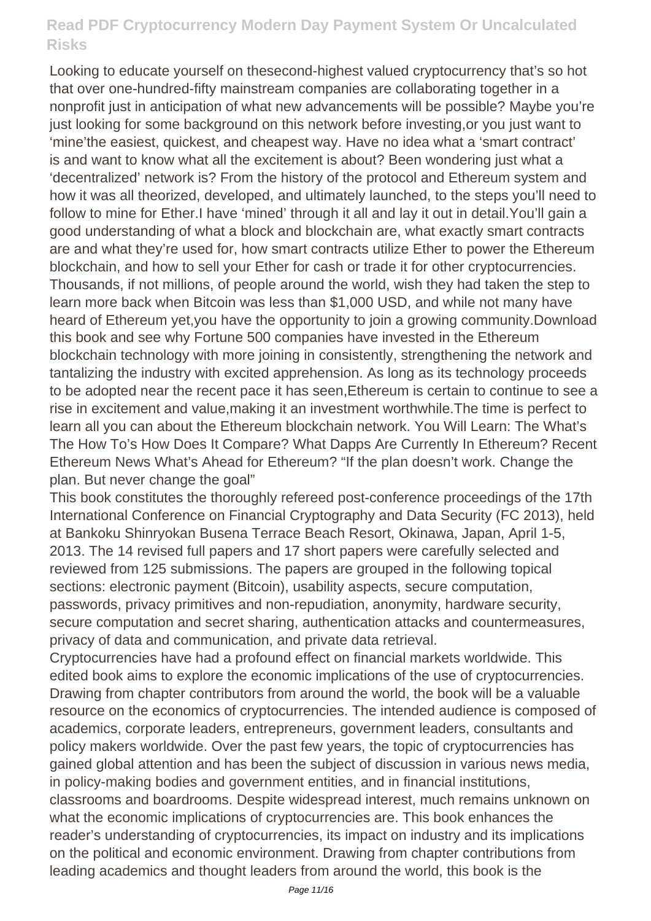Looking to educate yourself on thesecond-highest valued cryptocurrency that's so hot that over one-hundred-fifty mainstream companies are collaborating together in a nonprofit just in anticipation of what new advancements will be possible? Maybe you're just looking for some background on this network before investing,or you just want to 'mine'the easiest, quickest, and cheapest way. Have no idea what a 'smart contract' is and want to know what all the excitement is about? Been wondering just what a 'decentralized' network is? From the history of the protocol and Ethereum system and how it was all theorized, developed, and ultimately launched, to the steps you'll need to follow to mine for Ether.I have 'mined' through it all and lay it out in detail.You'll gain a good understanding of what a block and blockchain are, what exactly smart contracts are and what they're used for, how smart contracts utilize Ether to power the Ethereum blockchain, and how to sell your Ether for cash or trade it for other cryptocurrencies. Thousands, if not millions, of people around the world, wish they had taken the step to learn more back when Bitcoin was less than $1,000 USD, and while not many have heard of Ethereum yet,you have the opportunity to join a growing community.Download this book and see why Fortune 500 companies have invested in the Ethereum blockchain technology with more joining in consistently, strengthening the network and tantalizing the industry with excited apprehension. As long as its technology proceeds to be adopted near the recent pace it has seen,Ethereum is certain to continue to see a rise in excitement and value,making it an investment worthwhile.The time is perfect to learn all you can about the Ethereum blockchain network. You Will Learn: The What's The How To's How Does It Compare? What Dapps Are Currently In Ethereum? Recent Ethereum News What's Ahead for Ethereum? "If the plan doesn't work. Change the plan. But never change the goal"

This book constitutes the thoroughly refereed post-conference proceedings of the 17th International Conference on Financial Cryptography and Data Security (FC 2013), held at Bankoku Shinryokan Busena Terrace Beach Resort, Okinawa, Japan, April 1-5, 2013. The 14 revised full papers and 17 short papers were carefully selected and reviewed from 125 submissions. The papers are grouped in the following topical sections: electronic payment (Bitcoin), usability aspects, secure computation, passwords, privacy primitives and non-repudiation, anonymity, hardware security, secure computation and secret sharing, authentication attacks and countermeasures, privacy of data and communication, and private data retrieval.

Cryptocurrencies have had a profound effect on financial markets worldwide. This edited book aims to explore the economic implications of the use of cryptocurrencies. Drawing from chapter contributors from around the world, the book will be a valuable resource on the economics of cryptocurrencies. The intended audience is composed of academics, corporate leaders, entrepreneurs, government leaders, consultants and policy makers worldwide. Over the past few years, the topic of cryptocurrencies has gained global attention and has been the subject of discussion in various news media, in policy-making bodies and government entities, and in financial institutions, classrooms and boardrooms. Despite widespread interest, much remains unknown on what the economic implications of cryptocurrencies are. This book enhances the reader's understanding of cryptocurrencies, its impact on industry and its implications on the political and economic environment. Drawing from chapter contributions from leading academics and thought leaders from around the world, this book is the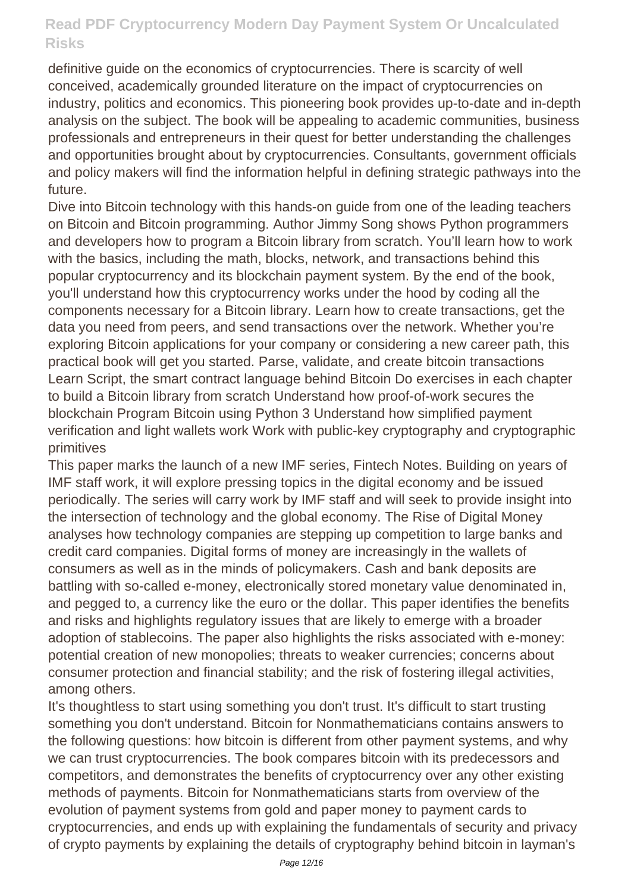definitive guide on the economics of cryptocurrencies. There is scarcity of well conceived, academically grounded literature on the impact of cryptocurrencies on industry, politics and economics. This pioneering book provides up-to-date and in-depth analysis on the subject. The book will be appealing to academic communities, business professionals and entrepreneurs in their quest for better understanding the challenges and opportunities brought about by cryptocurrencies. Consultants, government officials and policy makers will find the information helpful in defining strategic pathways into the future.

Dive into Bitcoin technology with this hands-on guide from one of the leading teachers on Bitcoin and Bitcoin programming. Author Jimmy Song shows Python programmers and developers how to program a Bitcoin library from scratch. You'll learn how to work with the basics, including the math, blocks, network, and transactions behind this popular cryptocurrency and its blockchain payment system. By the end of the book, you'll understand how this cryptocurrency works under the hood by coding all the components necessary for a Bitcoin library. Learn how to create transactions, get the data you need from peers, and send transactions over the network. Whether you're exploring Bitcoin applications for your company or considering a new career path, this practical book will get you started. Parse, validate, and create bitcoin transactions Learn Script, the smart contract language behind Bitcoin Do exercises in each chapter to build a Bitcoin library from scratch Understand how proof-of-work secures the blockchain Program Bitcoin using Python 3 Understand how simplified payment verification and light wallets work Work with public-key cryptography and cryptographic primitives

This paper marks the launch of a new IMF series, Fintech Notes. Building on years of IMF staff work, it will explore pressing topics in the digital economy and be issued periodically. The series will carry work by IMF staff and will seek to provide insight into the intersection of technology and the global economy. The Rise of Digital Money analyses how technology companies are stepping up competition to large banks and credit card companies. Digital forms of money are increasingly in the wallets of consumers as well as in the minds of policymakers. Cash and bank deposits are battling with so-called e-money, electronically stored monetary value denominated in, and pegged to, a currency like the euro or the dollar. This paper identifies the benefits and risks and highlights regulatory issues that are likely to emerge with a broader adoption of stablecoins. The paper also highlights the risks associated with e-money: potential creation of new monopolies; threats to weaker currencies; concerns about consumer protection and financial stability; and the risk of fostering illegal activities, among others.

It's thoughtless to start using something you don't trust. It's difficult to start trusting something you don't understand. Bitcoin for Nonmathematicians contains answers to the following questions: how bitcoin is different from other payment systems, and why we can trust cryptocurrencies. The book compares bitcoin with its predecessors and competitors, and demonstrates the benefits of cryptocurrency over any other existing methods of payments. Bitcoin for Nonmathematicians starts from overview of the evolution of payment systems from gold and paper money to payment cards to cryptocurrencies, and ends up with explaining the fundamentals of security and privacy of crypto payments by explaining the details of cryptography behind bitcoin in layman's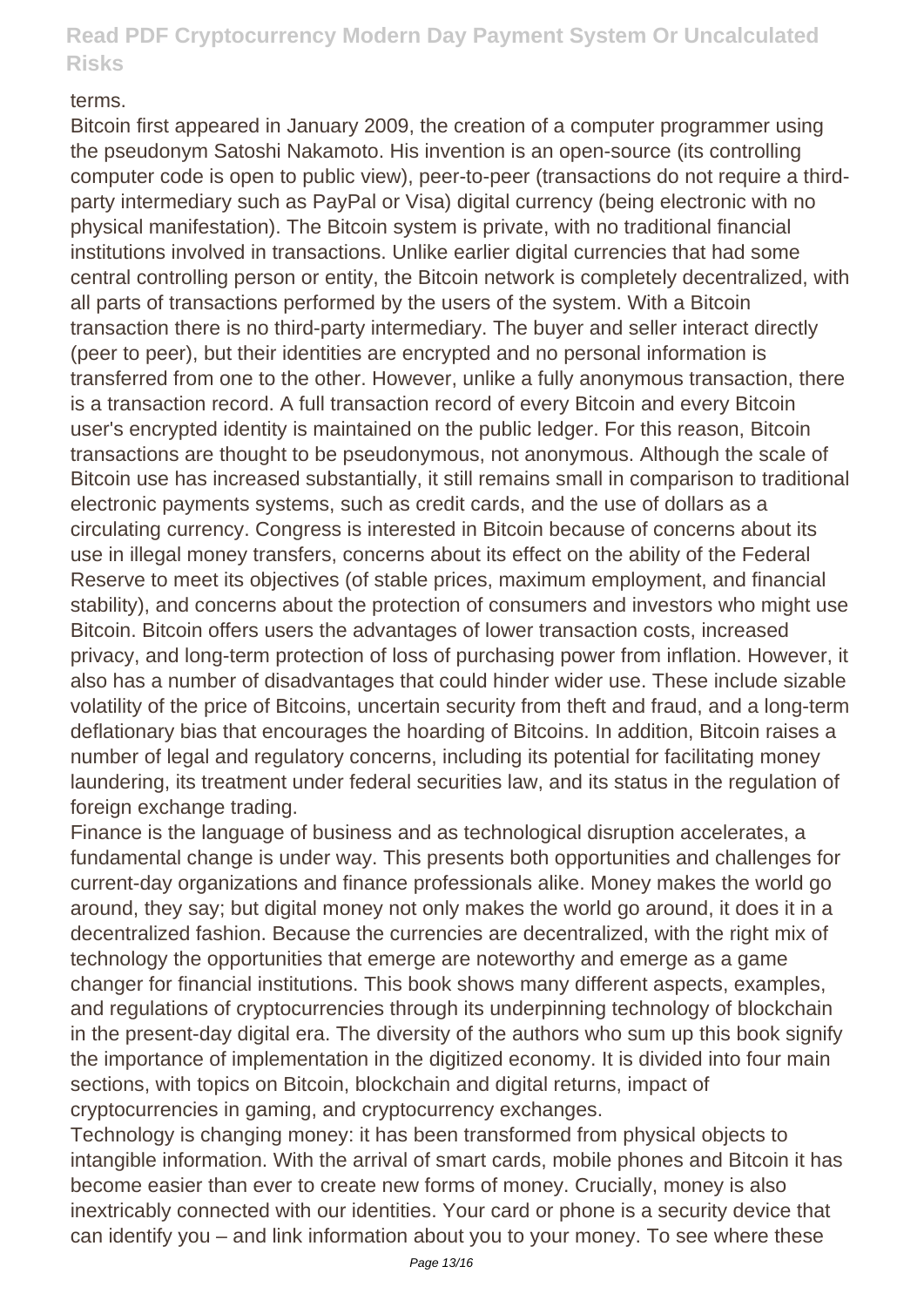terms.

Bitcoin first appeared in January 2009, the creation of a computer programmer using the pseudonym Satoshi Nakamoto. His invention is an open-source (its controlling computer code is open to public view), peer-to-peer (transactions do not require a third-party intermediary such as PayPal or Visa) digital currency (being electronic with no physical manifestation). The Bitcoin system is private, with no traditional financial institutions involved in transactions. Unlike earlier digital currencies that had some central controlling person or entity, the Bitcoin network is completely decentralized, with all parts of transactions performed by the users of the system. With a Bitcoin transaction there is no third-party intermediary. The buyer and seller interact directly (peer to peer), but their identities are encrypted and no personal information is transferred from one to the other. However, unlike a fully anonymous transaction, there is a transaction record. A full transaction record of every Bitcoin and every Bitcoin user's encrypted identity is maintained on the public ledger. For this reason, Bitcoin transactions are thought to be pseudonymous, not anonymous. Although the scale of Bitcoin use has increased substantially, it still remains small in comparison to traditional electronic payments systems, such as credit cards, and the use of dollars as a circulating currency. Congress is interested in Bitcoin because of concerns about its use in illegal money transfers, concerns about its effect on the ability of the Federal Reserve to meet its objectives (of stable prices, maximum employment, and financial stability), and concerns about the protection of consumers and investors who might use Bitcoin. Bitcoin offers users the advantages of lower transaction costs, increased privacy, and long-term protection of loss of purchasing power from inflation. However, it also has a number of disadvantages that could hinder wider use. These include sizable volatility of the price of Bitcoins, uncertain security from theft and fraud, and a long-term deflationary bias that encourages the hoarding of Bitcoins. In addition, Bitcoin raises a number of legal and regulatory concerns, including its potential for facilitating money laundering, its treatment under federal securities law, and its status in the regulation of foreign exchange trading.

Finance is the language of business and as technological disruption accelerates, a fundamental change is under way. This presents both opportunities and challenges for current-day organizations and finance professionals alike. Money makes the world go around, they say; but digital money not only makes the world go around, it does it in a decentralized fashion. Because the currencies are decentralized, with the right mix of technology the opportunities that emerge are noteworthy and emerge as a game changer for financial institutions. This book shows many different aspects, examples, and regulations of cryptocurrencies through its underpinning technology of blockchain in the present-day digital era. The diversity of the authors who sum up this book signify the importance of implementation in the digitized economy. It is divided into four main sections, with topics on Bitcoin, blockchain and digital returns, impact of cryptocurrencies in gaming, and cryptocurrency exchanges.

Technology is changing money: it has been transformed from physical objects to intangible information. With the arrival of smart cards, mobile phones and Bitcoin it has become easier than ever to create new forms of money. Crucially, money is also inextricably connected with our identities. Your card or phone is a security device that can identify you – and link information about you to your money. To see where these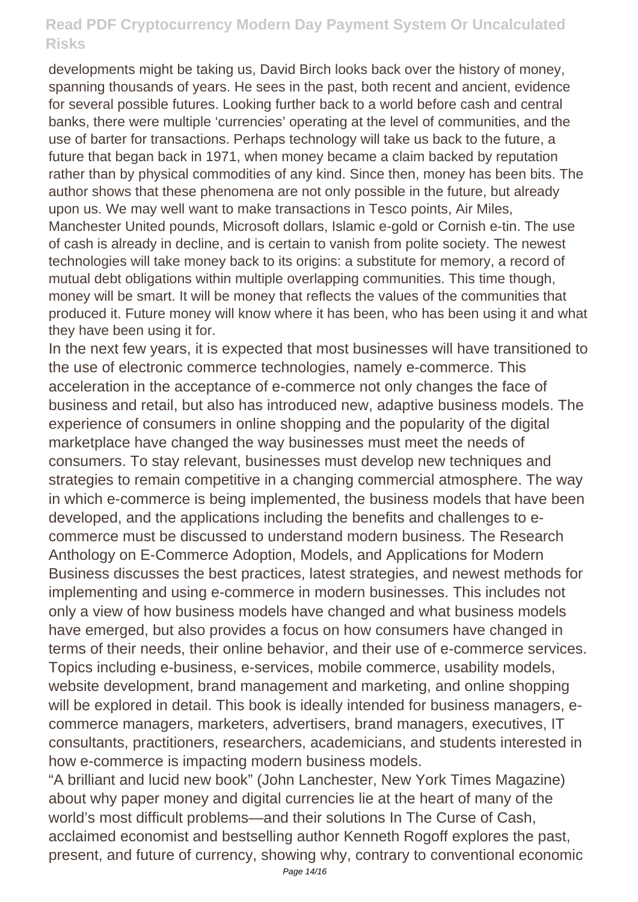developments might be taking us, David Birch looks back over the history of money, spanning thousands of years. He sees in the past, both recent and ancient, evidence for several possible futures. Looking further back to a world before cash and central banks, there were multiple 'currencies' operating at the level of communities, and the use of barter for transactions. Perhaps technology will take us back to the future, a future that began back in 1971, when money became a claim backed by reputation rather than by physical commodities of any kind. Since then, money has been bits. The author shows that these phenomena are not only possible in the future, but already upon us. We may well want to make transactions in Tesco points, Air Miles, Manchester United pounds, Microsoft dollars, Islamic e-gold or Cornish e-tin. The use of cash is already in decline, and is certain to vanish from polite society. The newest technologies will take money back to its origins: a substitute for memory, a record of mutual debt obligations within multiple overlapping communities. This time though, money will be smart. It will be money that reflects the values of the communities that produced it. Future money will know where it has been, who has been using it and what they have been using it for.

In the next few years, it is expected that most businesses will have transitioned to the use of electronic commerce technologies, namely e-commerce. This acceleration in the acceptance of e-commerce not only changes the face of business and retail, but also has introduced new, adaptive business models. The experience of consumers in online shopping and the popularity of the digital marketplace have changed the way businesses must meet the needs of consumers. To stay relevant, businesses must develop new techniques and strategies to remain competitive in a changing commercial atmosphere. The way in which e-commerce is being implemented, the business models that have been developed, and the applications including the benefits and challenges to e-commerce must be discussed to understand modern business. The Research Anthology on E-Commerce Adoption, Models, and Applications for Modern Business discusses the best practices, latest strategies, and newest methods for implementing and using e-commerce in modern businesses. This includes not only a view of how business models have changed and what business models have emerged, but also provides a focus on how consumers have changed in terms of their needs, their online behavior, and their use of e-commerce services. Topics including e-business, e-services, mobile commerce, usability models, website development, brand management and marketing, and online shopping will be explored in detail. This book is ideally intended for business managers, e-commerce managers, marketers, advertisers, brand managers, executives, IT consultants, practitioners, researchers, academicians, and students interested in how e-commerce is impacting modern business models.

"A brilliant and lucid new book" (John Lanchester, New York Times Magazine) about why paper money and digital currencies lie at the heart of many of the world's most difficult problems—and their solutions In The Curse of Cash, acclaimed economist and bestselling author Kenneth Rogoff explores the past, present, and future of currency, showing why, contrary to conventional economic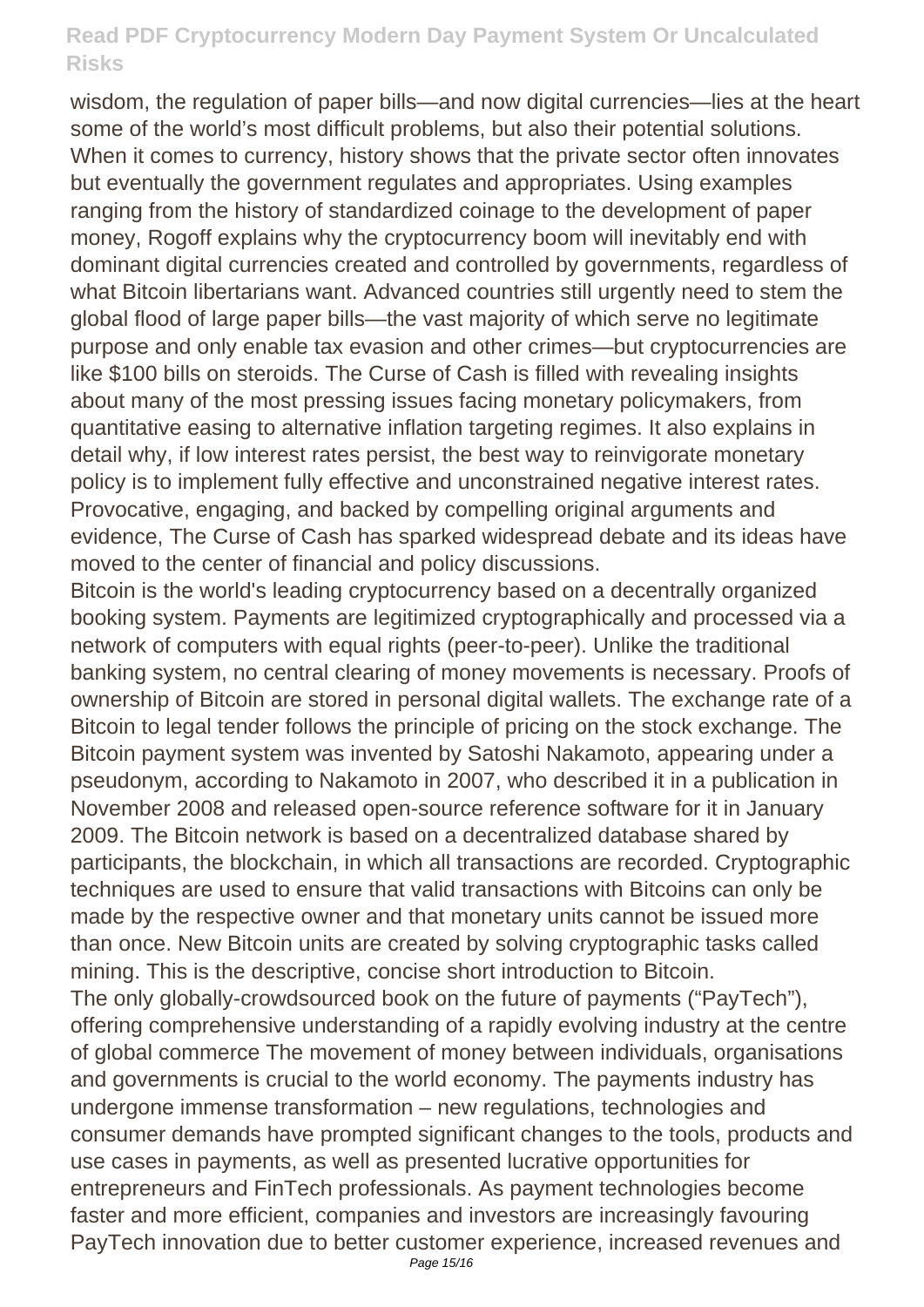wisdom, the regulation of paper bills—and now digital currencies—lies at the heart some of the world's most difficult problems, but also their potential solutions. When it comes to currency, history shows that the private sector often innovates but eventually the government regulates and appropriates. Using examples ranging from the history of standardized coinage to the development of paper money, Rogoff explains why the cryptocurrency boom will inevitably end with dominant digital currencies created and controlled by governments, regardless of what Bitcoin libertarians want. Advanced countries still urgently need to stem the global flood of large paper bills—the vast majority of which serve no legitimate purpose and only enable tax evasion and other crimes—but cryptocurrencies are like $100 bills on steroids. The Curse of Cash is filled with revealing insights about many of the most pressing issues facing monetary policymakers, from quantitative easing to alternative inflation targeting regimes. It also explains in detail why, if low interest rates persist, the best way to reinvigorate monetary policy is to implement fully effective and unconstrained negative interest rates. Provocative, engaging, and backed by compelling original arguments and evidence, The Curse of Cash has sparked widespread debate and its ideas have moved to the center of financial and policy discussions.

Bitcoin is the world's leading cryptocurrency based on a decentrally organized booking system. Payments are legitimized cryptographically and processed via a network of computers with equal rights (peer-to-peer). Unlike the traditional banking system, no central clearing of money movements is necessary. Proofs of ownership of Bitcoin are stored in personal digital wallets. The exchange rate of a Bitcoin to legal tender follows the principle of pricing on the stock exchange. The Bitcoin payment system was invented by Satoshi Nakamoto, appearing under a pseudonym, according to Nakamoto in 2007, who described it in a publication in November 2008 and released open-source reference software for it in January 2009. The Bitcoin network is based on a decentralized database shared by participants, the blockchain, in which all transactions are recorded. Cryptographic techniques are used to ensure that valid transactions with Bitcoins can only be made by the respective owner and that monetary units cannot be issued more than once. New Bitcoin units are created by solving cryptographic tasks called mining. This is the descriptive, concise short introduction to Bitcoin.

The only globally-crowdsourced book on the future of payments ("PayTech"), offering comprehensive understanding of a rapidly evolving industry at the centre of global commerce The movement of money between individuals, organisations and governments is crucial to the world economy. The payments industry has undergone immense transformation – new regulations, technologies and consumer demands have prompted significant changes to the tools, products and use cases in payments, as well as presented lucrative opportunities for entrepreneurs and FinTech professionals. As payment technologies become faster and more efficient, companies and investors are increasingly favouring PayTech innovation due to better customer experience, increased revenues and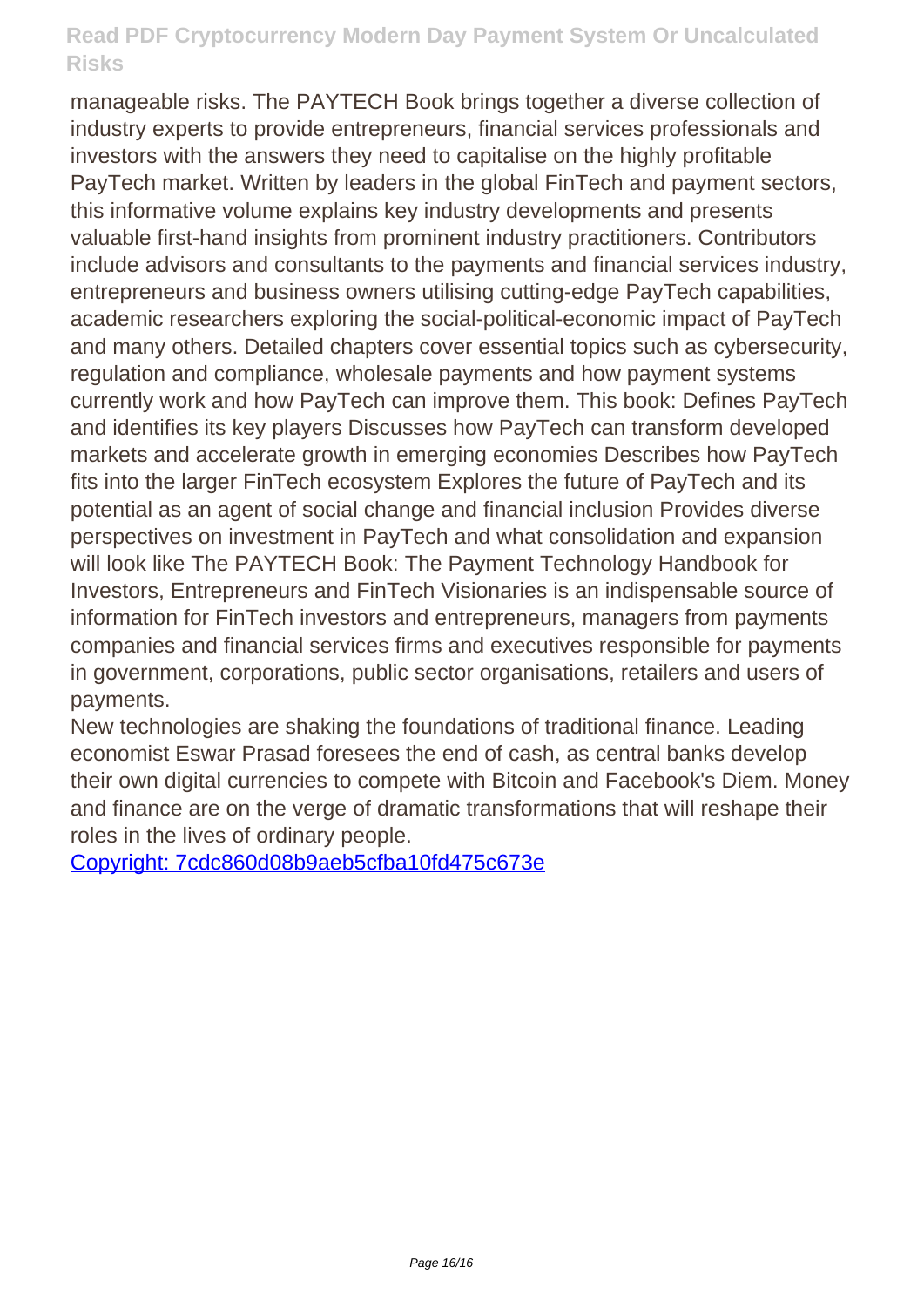manageable risks. The PAYTECH Book brings together a diverse collection of industry experts to provide entrepreneurs, financial services professionals and investors with the answers they need to capitalise on the highly profitable PayTech market. Written by leaders in the global FinTech and payment sectors, this informative volume explains key industry developments and presents valuable first-hand insights from prominent industry practitioners. Contributors include advisors and consultants to the payments and financial services industry, entrepreneurs and business owners utilising cutting-edge PayTech capabilities, academic researchers exploring the social-political-economic impact of PayTech and many others. Detailed chapters cover essential topics such as cybersecurity, regulation and compliance, wholesale payments and how payment systems currently work and how PayTech can improve them. This book: Defines PayTech and identifies its key players Discusses how PayTech can transform developed markets and accelerate growth in emerging economies Describes how PayTech fits into the larger FinTech ecosystem Explores the future of PayTech and its potential as an agent of social change and financial inclusion Provides diverse perspectives on investment in PayTech and what consolidation and expansion will look like The PAYTECH Book: The Payment Technology Handbook for Investors, Entrepreneurs and FinTech Visionaries is an indispensable source of information for FinTech investors and entrepreneurs, managers from payments companies and financial services firms and executives responsible for payments in government, corporations, public sector organisations, retailers and users of payments.

New technologies are shaking the foundations of traditional finance. Leading economist Eswar Prasad foresees the end of cash, as central banks develop their own digital currencies to compete with Bitcoin and Facebook's Diem. Money and finance are on the verge of dramatic transformations that will reshape their roles in the lives of ordinary people.

Copyright: 7cdc860d08b9aeb5cfba10fd475c673e